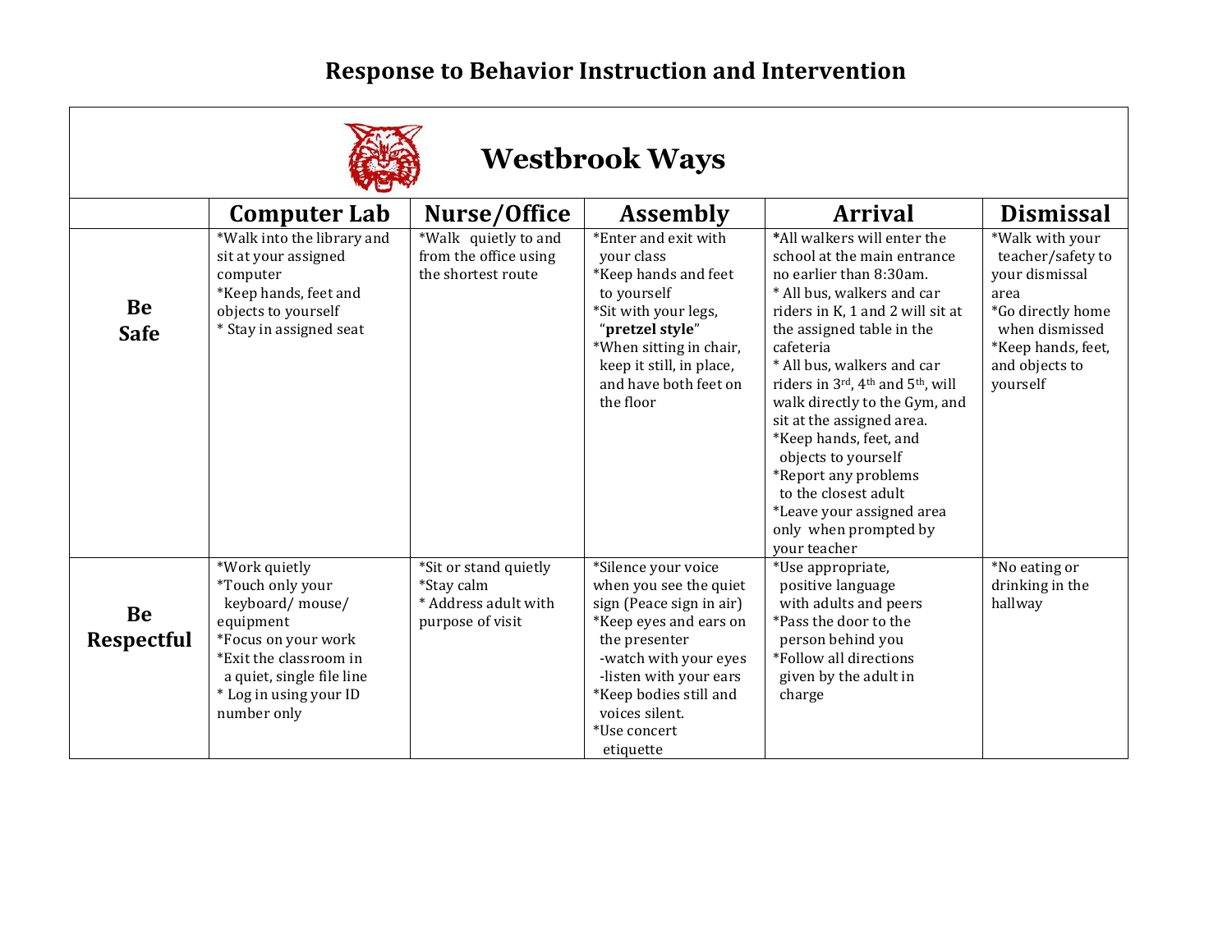# Response to Behavior Instruction and Intervention

## Westbrook Ways

| | Computer Lab | Nurse/Office | Assembly | Arrival | Dismissal |
|---|---|---|---|---|---|
| **Be Safe** | *Walk into the library and sit at your assigned computer<br>*Keep hands, feet and objects to yourself<br>* Stay in assigned seat | *Walk quietly to and from the office using the shortest route | *Enter and exit with your class<br>*Keep hands and feet to yourself<br>*Sit with your legs, "**pretzel style**"<br>*When sitting in chair, keep it still, in place, and have both feet on the floor | *All walkers will enter the school at the main entrance no earlier than 8:30am.<br>* All bus, walkers and car riders in K, 1 and 2 will sit at the assigned table in the cafeteria<br>* All bus, walkers and car riders in 3rd, 4th and 5th, will walk directly to the Gym, and sit at the assigned area.<br>*Keep hands, feet, and objects to yourself<br>*Report any problems to the closest adult<br>*Leave your assigned area only when prompted by your teacher | *Walk with your teacher/safety to your dismissal area<br>*Go directly home when dismissed<br>*Keep hands, feet, and objects to yourself |
| **Be Respectful** | *Work quietly<br>*Touch only your keyboard/ mouse/ equipment<br>*Focus on your work<br>*Exit the classroom in a quiet, single file line<br>* Log in using your ID number only | *Sit or stand quietly<br>*Stay calm<br>* Address adult with purpose of visit | *Silence your voice when you see the quiet sign (Peace sign in air)<br>*Keep eyes and ears on the presenter<br>-watch with your eyes<br>-listen with your ears<br>*Keep bodies still and voices silent.<br>*Use concert etiquette | *Use appropriate, positive language with adults and peers<br>*Pass the door to the person behind you<br>*Follow all directions given by the adult in charge | *No eating or drinking in the hallway |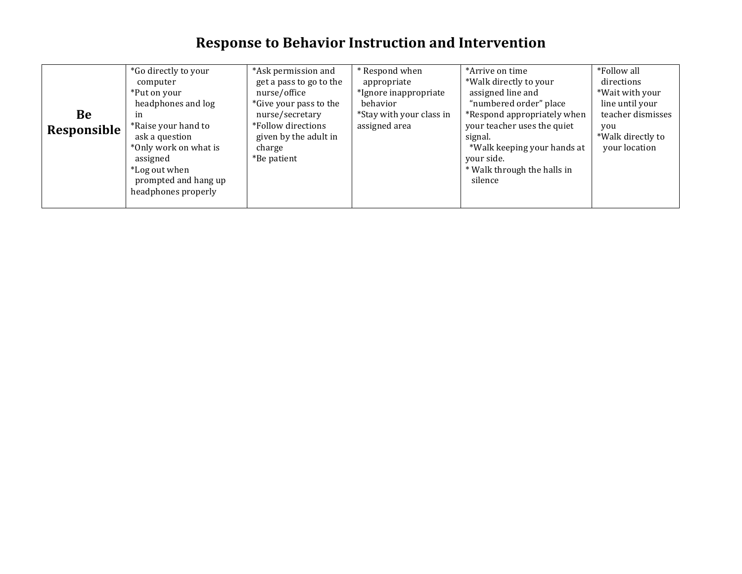# Response to Behavior Instruction and Intervention

| | | | | | |
|---|---|---|---|---|---|
| **Be Responsible** | *Go directly to your computer<br>*Put on your headphones and log in<br>*Raise your hand to ask a question<br>*Only work on what is assigned<br>*Log out when prompted and hang up headphones properly | *Ask permission and get a pass to go to the nurse/office<br>*Give your pass to the nurse/secretary<br>*Follow directions given by the adult in charge<br>*Be patient | * Respond when appropriate<br>*Ignore inappropriate behavior<br>*Stay with your class in assigned area | *Arrive on time<br>*Walk directly to your assigned line and "numbered order" place<br>*Respond appropriately when your teacher uses the quiet signal.<br>*Walk keeping your hands at your side.<br>* Walk through the halls in silence | *Follow all directions<br>*Wait with your line until your teacher dismisses you<br>*Walk directly to your location |